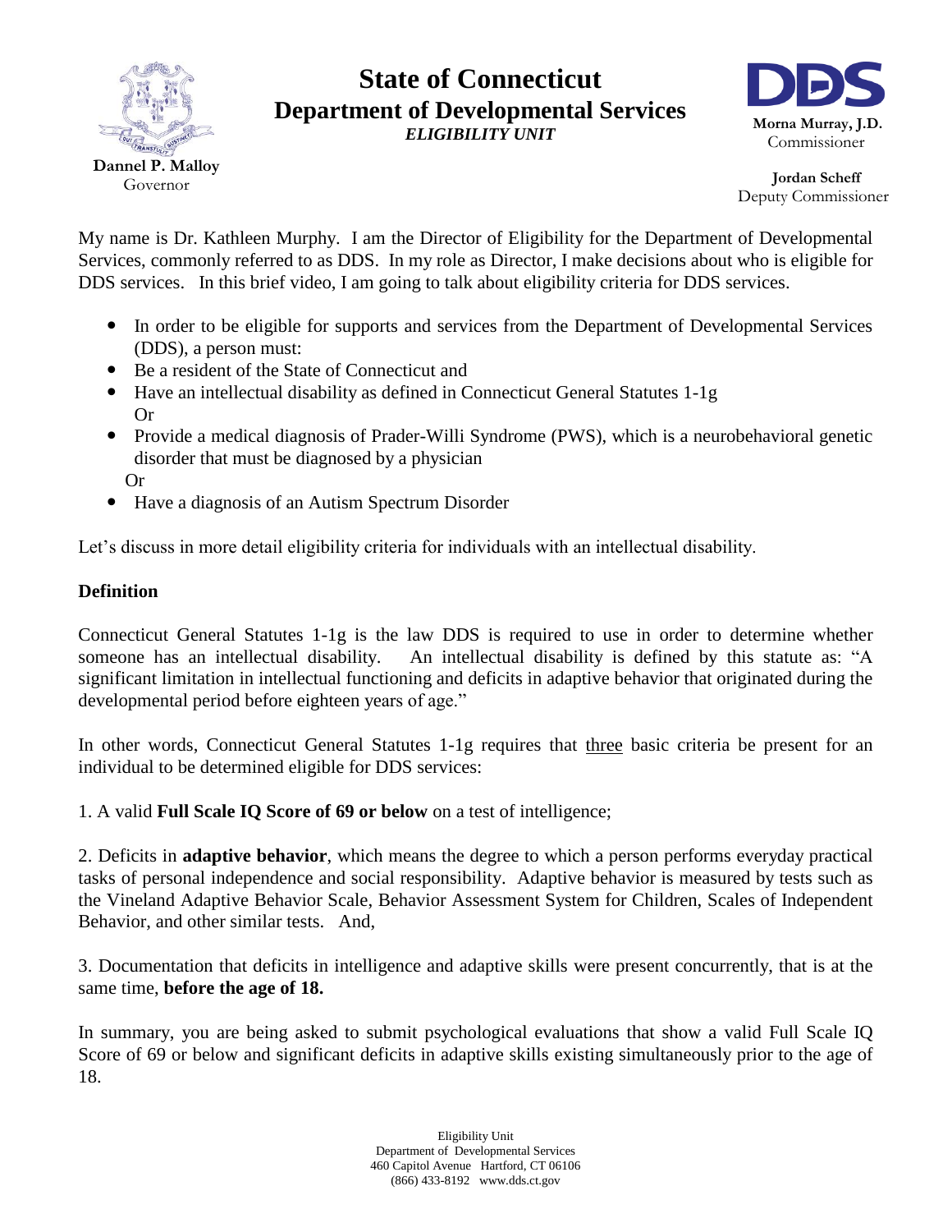# State of Connecticut
## Department of Development Services

***ELIGIBILITY UNIT***

**Dannel P. Malloy**
Governor

**Morna Murray, J.D.**
Commissioner

**Jordan Scheff**
Deputy Commissioner

My name is Dr. Kathleen Murphy. I am the Director of Eligibility for the Department of Developmental Services, commonly referred to as DDS. In my role as Director, I make decisions about who is eligible for DDS services. In this brief video, I am going to talk about eligibility criteria for DDS services.

- In order to be eligible for supports and services from the Department of Developmental Services (DDS), a person must:
- Be a resident of the State of Connecticut and
- Have an intellectual disability as defined in Connecticut General Statutes 1-1g
  Or
- Provide a medical diagnosis of Prader-Willi Syndrome (PWS), which is a neurobehavioral genetic disorder that must be diagnosed by a physician
  Or
- Have a diagnosis of an Autism Spectrum Disorder

Let's discuss in more detail eligibility criteria for individuals with an intellectual disability.

**Definition**

Connecticut General Statutes 1-1g is the law DDS is required to use in order to determine whether someone has an intellectual disability. An intellectual disability is defined by this statute as: "A significant limitation in intellectual functioning and deficits in adaptive behavior that originated during the developmental period before eighteen years of age."

In other words, Connecticut General Statutes 1-1g requires that <u>three</u> basic criteria be present for an individual to be determined eligible for DDS services:

1. A valid **Full Scale IQ Score of 69 or below** on a test of intelligence;

2. Deficits in **adaptive behavior**, which means the degree to which a person performs everyday practical tasks of personal independence and social responsibility. Adaptive behavior is measured by tests such as the Vineland Adaptive Behavior Scale, Behavior Assessment System for Children, Scales of Independent Behavior, and other similar tests. And,

3. Documentation that deficits in intelligence and adaptive skills were present concurrently, that is at the same time, **before the age of 18.**

In summary, you are being asked to submit psychological evaluations that show a valid Full Scale IQ Score of 69 or below and significant deficits in adaptive skills existing simultaneously prior to the age of 18.

Eligibility Unit
Department of Developmental Services
460 Capitol Avenue Hartford, CT 06106
(866) 433-8192 www.dds.ct.gov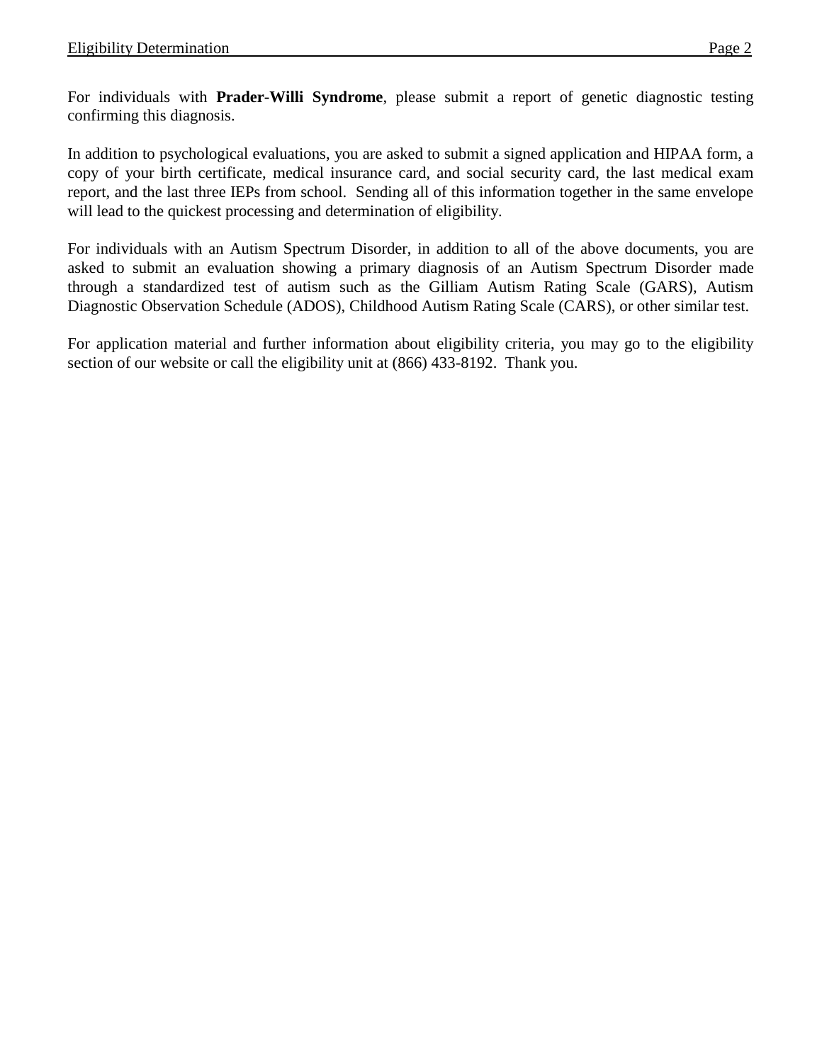For individuals with **Prader-Willi Syndrome**, please submit a report of genetic diagnostic testing confirming this diagnosis.

In addition to psychological evaluations, you are asked to submit a signed application and HIPAA form, a copy of your birth certificate, medical insurance card, and social security card, the last medical exam report, and the last three IEPs from school. Sending all of this information together in the same envelope will lead to the quickest processing and determination of eligibility.

For individuals with an Autism Spectrum Disorder, in addition to all of the above documents, you are asked to submit an evaluation showing a primary diagnosis of an Autism Spectrum Disorder made through a standardized test of autism such as the Gilliam Autism Rating Scale (GARS), Autism Diagnostic Observation Schedule (ADOS), Childhood Autism Rating Scale (CARS), or other similar test.

For application material and further information about eligibility criteria, you may go to the eligibility section of our website or call the eligibility unit at (866) 433-8192. Thank you.